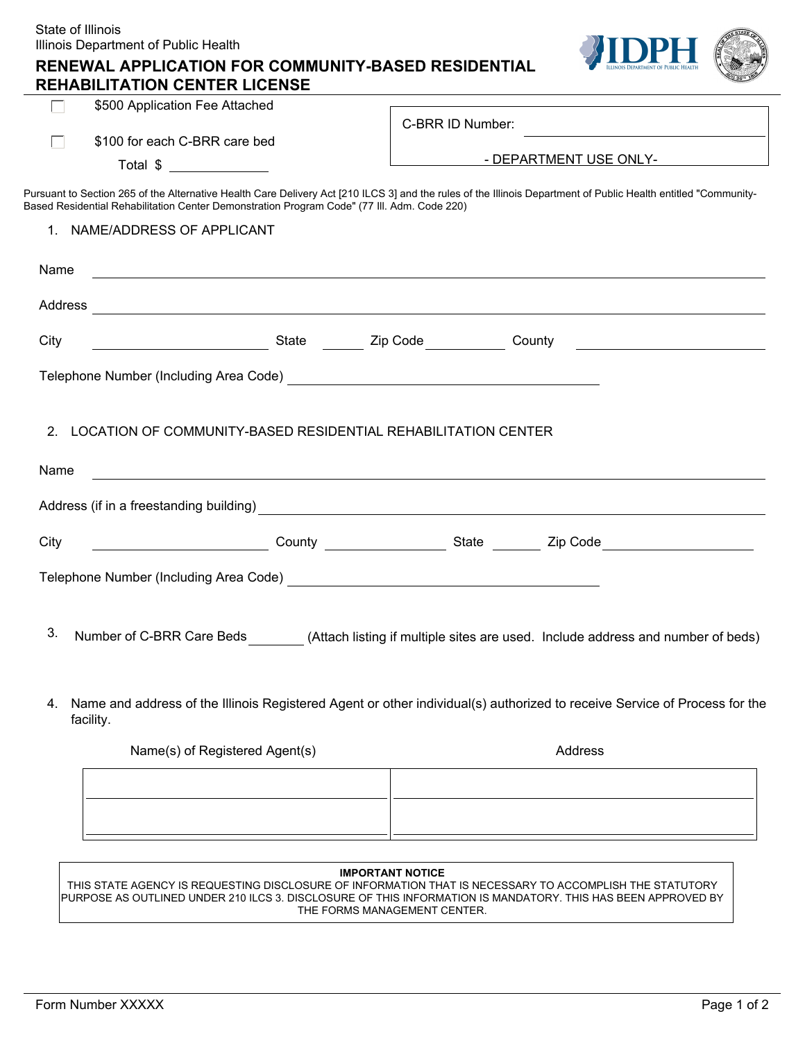State of Illinois
Illinois Department of Public Health

# RENEWAL APPLICATION FOR COMMUNITY-BASED RESIDENTIAL REHABILITATION CENTER LICENSE

☐ $500 Application Fee Attached

☐ $100 for each C-BRR care bed

Total $ ______________

C-BRR ID Number: ____________________

- DEPARTMENT USE ONLY-

Pursuant to Section 265 of the Alternative Health Care Delivery Act [210 ILCS 3] and the rules of the Illinois Department of Public Health entitled "Community-Based Residential Rehabilitation Center Demonstration Program Code" (77 Ill. Adm. Code 220)

1. NAME/ADDRESS OF APPLICANT

Name ____________________

Address ____________________

City ____________________ State ______ Zip Code __________ County ____________________

Telephone Number (Including Area Code) ____________________

2. LOCATION OF COMMUNITY-BASED RESIDENTIAL REHABILITATION CENTER

Name ____________________

Address (if in a freestanding building) ____________________

City ____________________ County ______________ State ______ Zip Code ____________________

Telephone Number (Including Area Code) ____________________

3. Number of C-BRR Care Beds ________ (Attach listing if multiple sites are used. Include address and number of beds)

4. Name and address of the Illinois Registered Agent or other individual(s) authorized to receive Service of Process for the facility.

| Name(s) of Registered Agent(s) | Address |
| --- | --- |
| | |
| | |

**IMPORTANT NOTICE**
THIS STATE AGENCY IS REQUESTING DISCLOSURE OF INFORMATION THAT IS NECESSARY TO ACCOMPLISH THE STATUTORY PURPOSE AS OUTLINED UNDER 210 ILCS 3. DISCLOSURE OF THIS INFORMATION IS MANDATORY. THIS HAS BEEN APPROVED BY THE FORMS MANAGEMENT CENTER.

Form Number XXXXX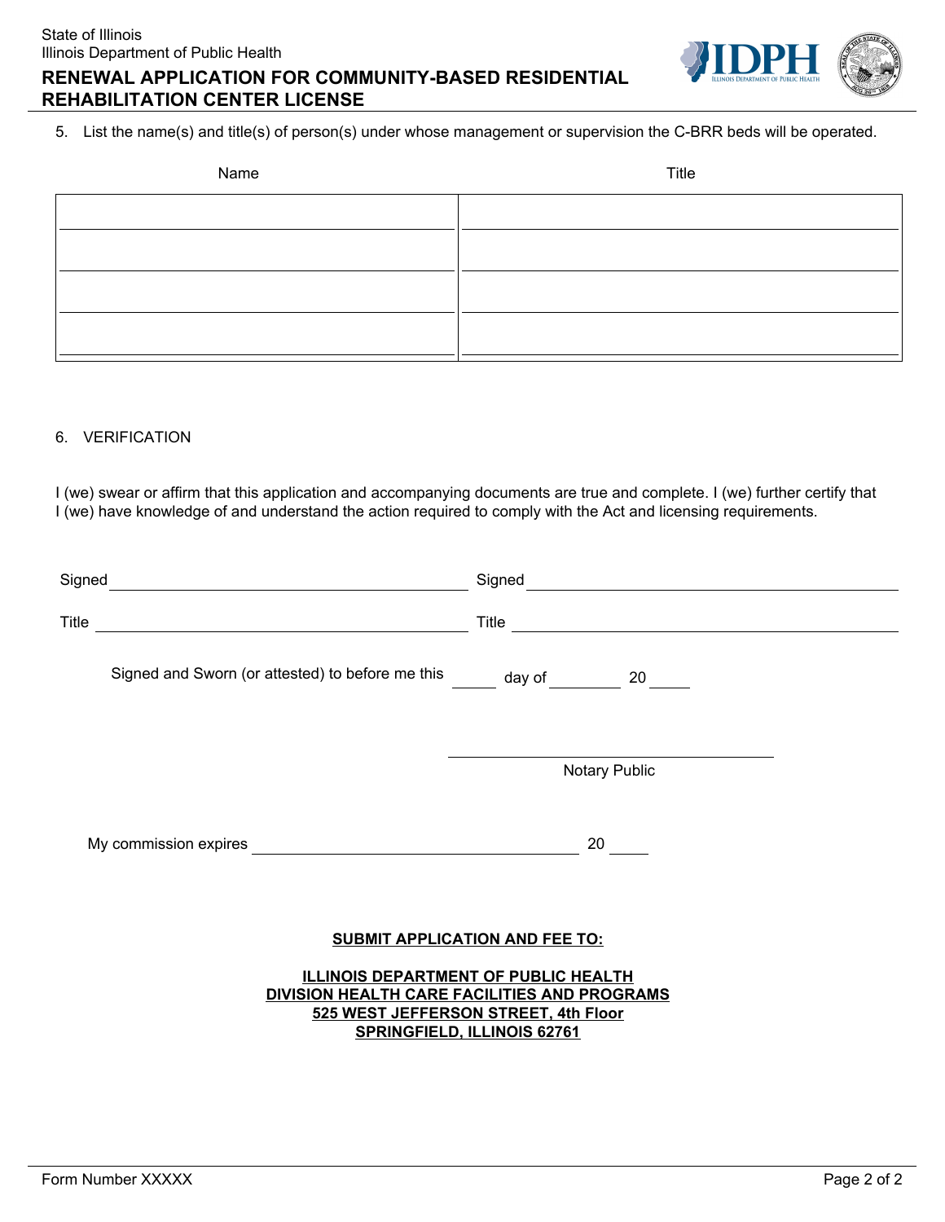5. List the name(s) and title(s) of person(s) under whose management or supervision the C-BRR beds will be operated.

| Name | Title |
|---|---|
| | |
| | |
| | |
| | |

6. VERIFICATION

I (we) swear or affirm that this application and accompanying documents are true and complete. I (we) further certify that I (we) have knowledge of and understand the action required to comply with the Act and licensing requirements.

Signed ______________________ Signed ______________________

Title ______________________ Title ______________________

Signed and Sworn (or attested) to before me this _____ day of _________ 20 _____

______________________
Notary Public

My commission expires ______________________ 20 _____

**SUBMIT APPLICATION AND FEE TO:**

**ILLINOIS DEPARTMENT OF PUBLIC HEALTH**
**DIVISION HEALTH CARE FACILITIES AND PROGRAMS**
**525 WEST JEFFERSON STREET, 4th Floor**
**SPRINGFIELD, ILLINOIS 62761**

Form Number XXXXX